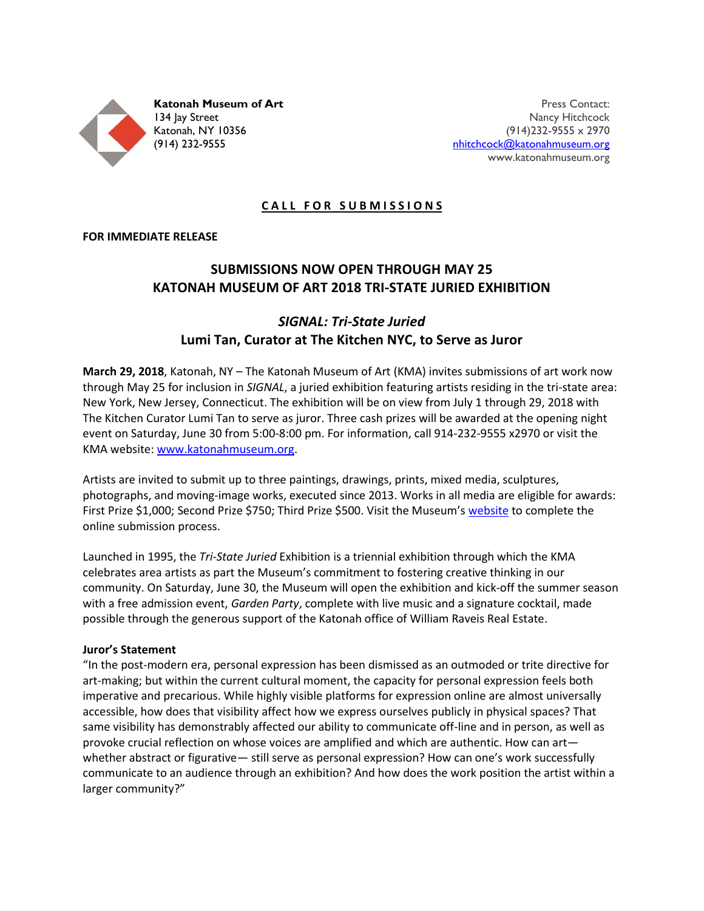**Katonah Museum of Art**
134 Jay Street
Katonah, NY 10356
(914) 232-9555

Press Contact:
Nancy Hitchcock
(914)232-9555 x 2970
nhitchcock@katonahmuseum.org
www.katonahmuseum.org

**CALL FOR SUBMISSIONS**

**FOR IMMEDIATE RELEASE**

## SUBMISSIONS NOW OPEN THROUGH MAY 25
## KATONAH MUSEUM OF ART 2018 TRI-STATE JURIED EXHIBITION

### *SIGNAL: Tri-State Juried*
### Lumi Tan, Curator at The Kitchen NYC, to Serve as Juror

**March 29, 2018**, Katonah, NY – The Katonah Museum of Art (KMA) invites submissions of art work now through May 25 for inclusion in *SIGNAL*, a juried exhibition featuring artists residing in the tri-state area: New York, New Jersey, Connecticut. The exhibition will be on view from July 1 through 29, 2018 with The Kitchen Curator Lumi Tan to serve as juror. Three cash prizes will be awarded at the opening night event on Saturday, June 30 from 5:00-8:00 pm. For information, call 914-232-9555 x2970 or visit the KMA website: www.katonahmuseum.org.

Artists are invited to submit up to three paintings, drawings, prints, mixed media, sculptures, photographs, and moving-image works, executed since 2013. Works in all media are eligible for awards: First Prize $1,000; Second Prize $750; Third Prize $500. Visit the Museum's website to complete the online submission process.

Launched in 1995, the *Tri-State Juried* Exhibition is a triennial exhibition through which the KMA celebrates area artists as part the Museum's commitment to fostering creative thinking in our community. On Saturday, June 30, the Museum will open the exhibition and kick-off the summer season with a free admission event, *Garden Party*, complete with live music and a signature cocktail, made possible through the generous support of the Katonah office of William Raveis Real Estate.

**Juror's Statement**

"In the post-modern era, personal expression has been dismissed as an outmoded or trite directive for art-making; but within the current cultural moment, the capacity for personal expression feels both imperative and precarious. While highly visible platforms for expression online are almost universally accessible, how does that visibility affect how we express ourselves publicly in physical spaces? That same visibility has demonstrably affected our ability to communicate off-line and in person, as well as provoke crucial reflection on whose voices are amplified and which are authentic. How can art—whether abstract or figurative— still serve as personal expression? How can one's work successfully communicate to an audience through an exhibition? And how does the work position the artist within a larger community?"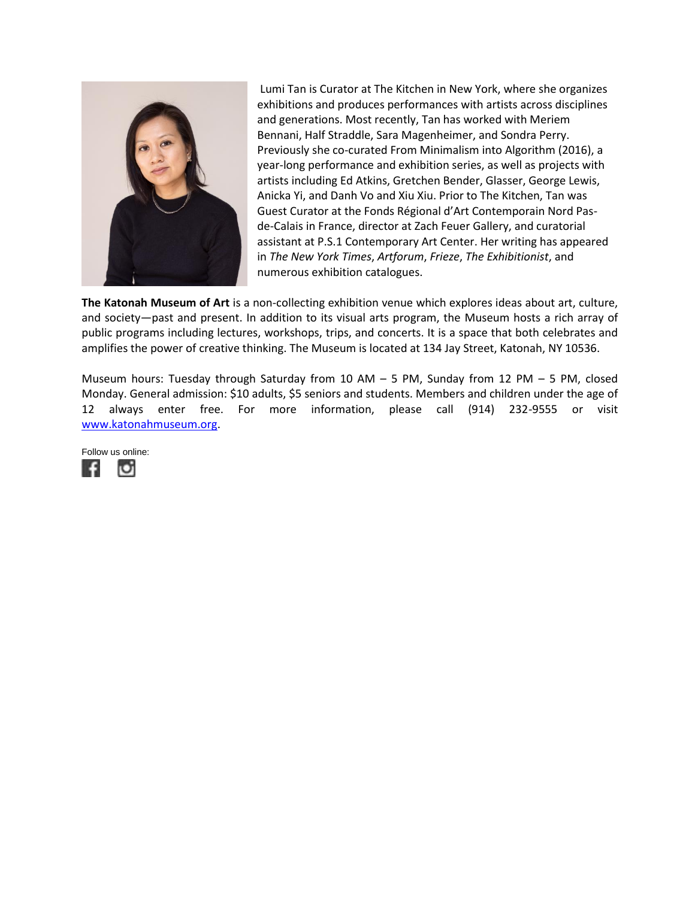Lumi Tan is Curator at The Kitchen in New York, where she organizes exhibitions and produces performances with artists across disciplines and generations. Most recently, Tan has worked with Meriem Bennani, Half Straddle, Sara Magenheimer, and Sondra Perry. Previously she co-curated From Minimalism into Algorithm (2016), a year-long performance and exhibition series, as well as projects with artists including Ed Atkins, Gretchen Bender, Glasser, George Lewis, Anicka Yi, and Danh Vo and Xiu Xiu. Prior to The Kitchen, Tan was Guest Curator at the Fonds Régional d'Art Contemporain Nord Pas-de-Calais in France, director at Zach Feuer Gallery, and curatorial assistant at P.S.1 Contemporary Art Center. Her writing has appeared in *The New York Times*, *Artforum*, *Frieze*, *The Exhibitionist*, and numerous exhibition catalogues.

**The Katonah Museum of Art** is a non-collecting exhibition venue which explores ideas about art, culture, and society—past and present. In addition to its visual arts program, the Museum hosts a rich array of public programs including lectures, workshops, trips, and concerts. It is a space that both celebrates and amplifies the power of creative thinking. The Museum is located at 134 Jay Street, Katonah, NY 10536.

Museum hours: Tuesday through Saturday from 10 AM – 5 PM, Sunday from 12 PM – 5 PM, closed Monday. General admission: $10 adults, $5 seniors and students. Members and children under the age of 12 always enter free. For more information, please call (914) 232-9555 or visit [www.katonahmuseum.org](http://www.katonahmuseum.org).

Follow us online: